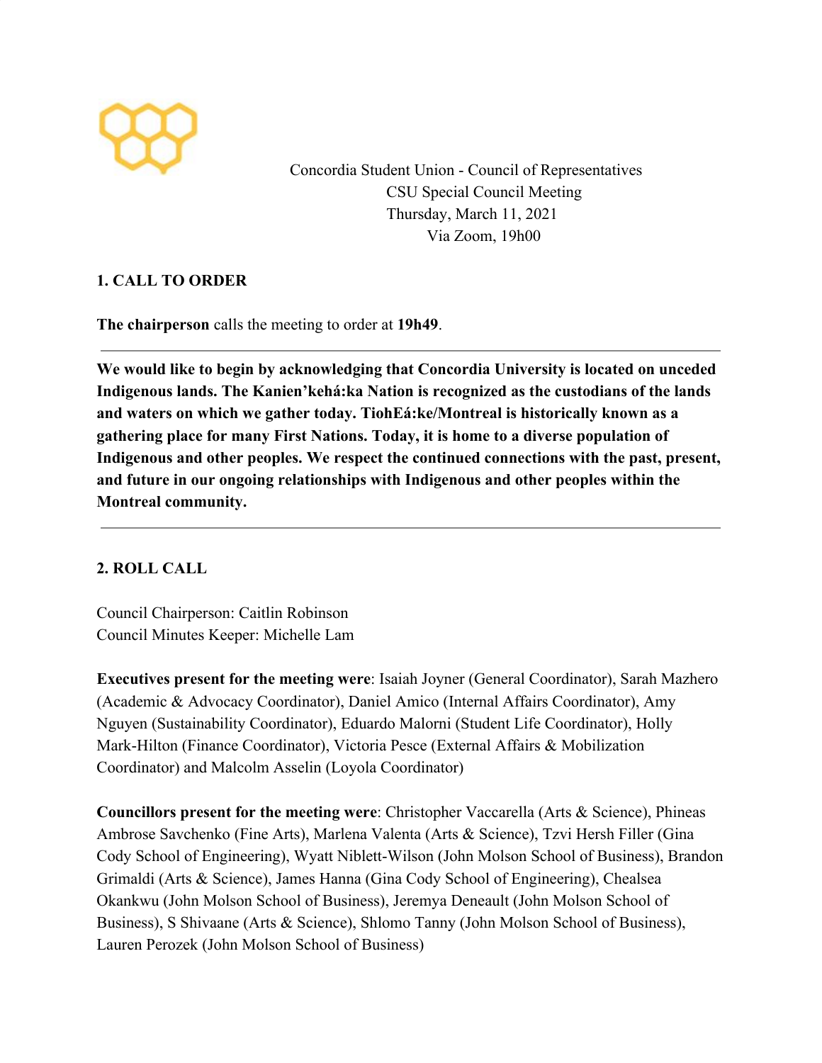Concordia Student Union - Council of Representatives
CSU Special Council Meeting
Thursday, March 11, 2021
Via Zoom, 19h00

## 1. CALL TO ORDER

**The chairperson** calls the meeting to order at **19h49**.

---

**We would like to begin by acknowledging that Concordia University is located on unceded Indigenous lands. The Kanien'kehá:ka Nation is recognized as the custodians of the lands and waters on which we gather today. TiohEá:ke/Montreal is historically known as a gathering place for many First Nations. Today, it is home to a diverse population of Indigenous and other peoples. We respect the continued connections with the past, present, and future in our ongoing relationships with Indigenous and other peoples within the Montreal community.**

---

## 2. ROLL CALL

Council Chairperson: Caitlin Robinson
Council Minutes Keeper: Michelle Lam

**Executives present for the meeting were**: Isaiah Joyner (General Coordinator), Sarah Mazhero (Academic & Advocacy Coordinator), Daniel Amico (Internal Affairs Coordinator), Amy Nguyen (Sustainability Coordinator), Eduardo Malorni (Student Life Coordinator), Holly Mark-Hilton (Finance Coordinator), Victoria Pesce (External Affairs & Mobilization Coordinator) and Malcolm Asselin (Loyola Coordinator)

**Councillors present for the meeting were**: Christopher Vaccarella (Arts & Science), Phineas Ambrose Savchenko (Fine Arts), Marlena Valenta (Arts & Science), Tzvi Hersh Filler (Gina Cody School of Engineering), Wyatt Niblett-Wilson (John Molson School of Business), Brandon Grimaldi (Arts & Science), James Hanna (Gina Cody School of Engineering), Chealsea Okankwu (John Molson School of Business), Jeremya Deneault (John Molson School of Business), S Shivaane (Arts & Science), Shlomo Tanny (John Molson School of Business), Lauren Perozek (John Molson School of Business)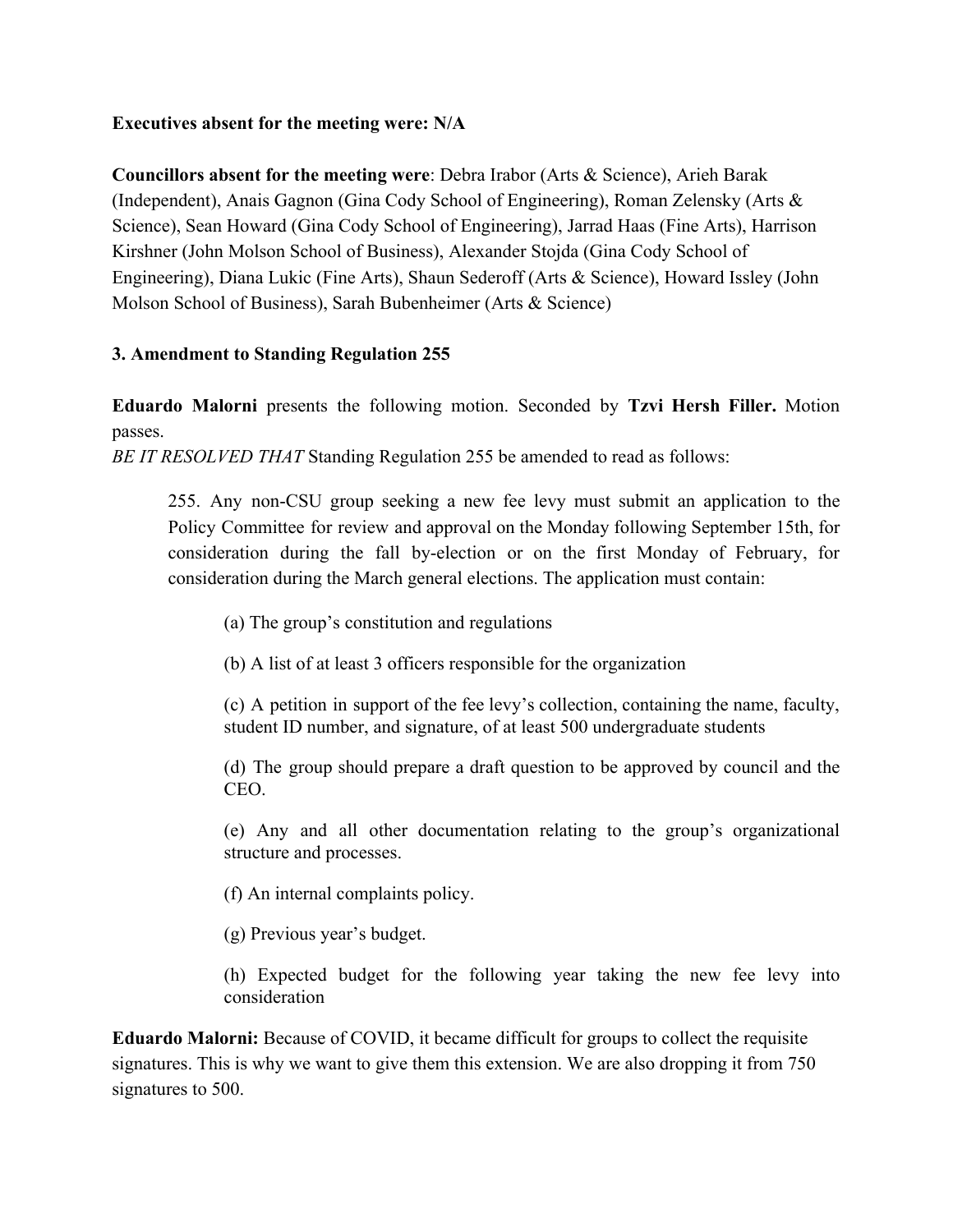**Executives absent for the meeting were: N/A**

**Councillors absent for the meeting were**: Debra Irabor (Arts & Science), Arieh Barak (Independent), Anais Gagnon (Gina Cody School of Engineering), Roman Zelensky (Arts & Science), Sean Howard (Gina Cody School of Engineering), Jarrad Haas (Fine Arts), Harrison Kirshner (John Molson School of Business), Alexander Stojda (Gina Cody School of Engineering), Diana Lukic (Fine Arts), Shaun Sederoff (Arts & Science), Howard Issley (John Molson School of Business), Sarah Bubenheimer (Arts & Science)

### 3. Amendment to Standing Regulation 255

**Eduardo Malorni** presents the following motion. Seconded by **Tzvi Hersh Filler.** Motion passes.

*BE IT RESOLVED THAT* Standing Regulation 255 be amended to read as follows:

> 255. Any non-CSU group seeking a new fee levy must submit an application to the Policy Committee for review and approval on the Monday following September 15th, for consideration during the fall by-election or on the first Monday of February, for consideration during the March general elections. The application must contain:
>
> (a) The group's constitution and regulations
>
> (b) A list of at least 3 officers responsible for the organization
>
> (c) A petition in support of the fee levy's collection, containing the name, faculty, student ID number, and signature, of at least 500 undergraduate students
>
> (d) The group should prepare a draft question to be approved by council and the CEO.
>
> (e) Any and all other documentation relating to the group's organizational structure and processes.
>
> (f) An internal complaints policy.
>
> (g) Previous year's budget.
>
> (h) Expected budget for the following year taking the new fee levy into consideration

**Eduardo Malorni:** Because of COVID, it became difficult for groups to collect the requisite signatures. This is why we want to give them this extension. We are also dropping it from 750 signatures to 500.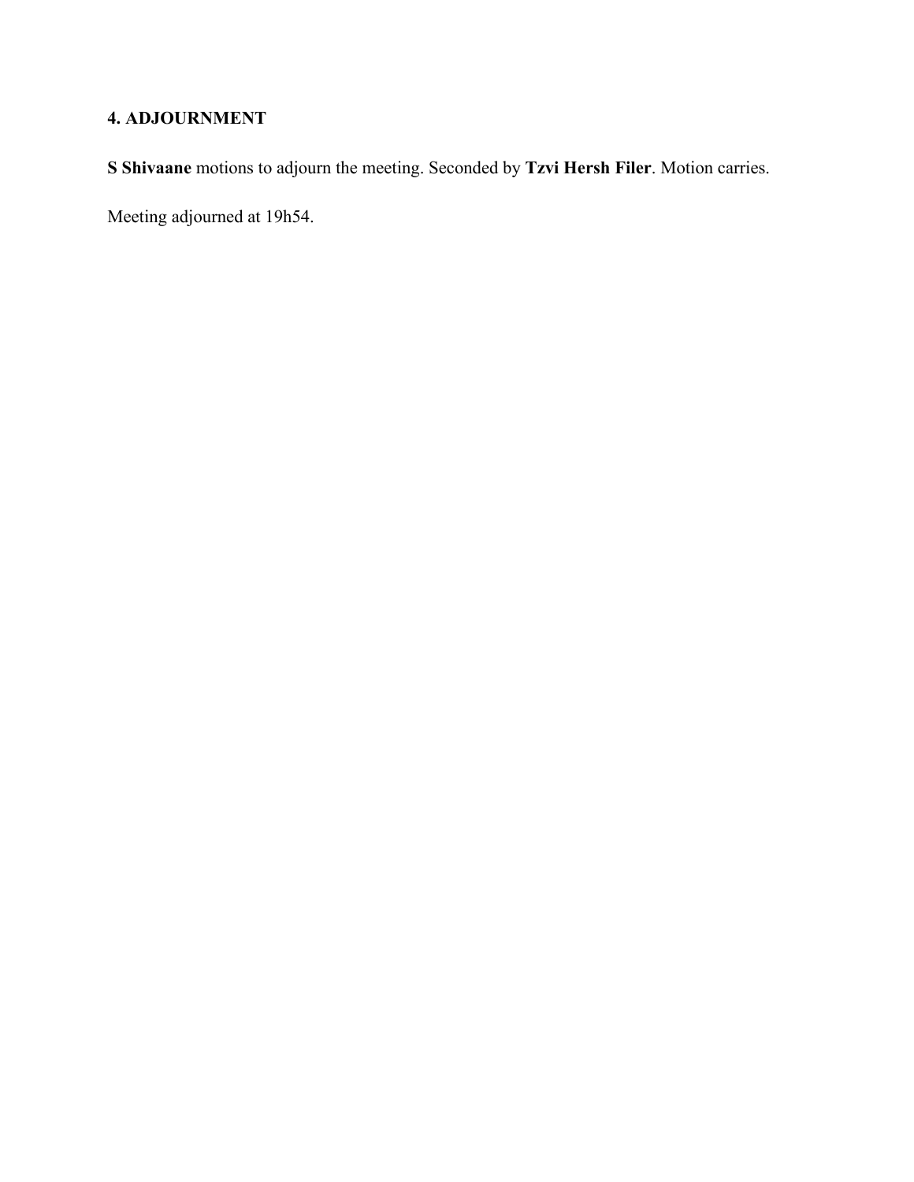**4. ADJOURNMENT**

**S Shivaane** motions to adjourn the meeting. Seconded by **Tzvi Hersh Filer**. Motion carries.

Meeting adjourned at 19h54.